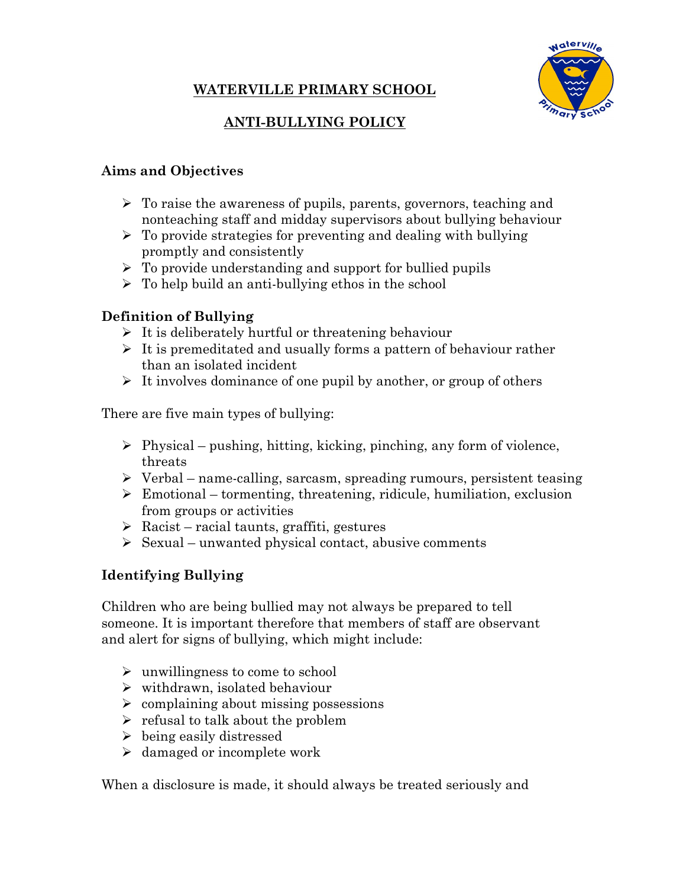# WATERVILLE PRIMARY SCHOOL

## ANTI-BULLYING POLICY

### Aims and Objectives

- To raise the awareness of pupils, parents, governors, teaching and nonteaching staff and midday supervisors about bullying behaviour
- To provide strategies for preventing and dealing with bullying promptly and consistently
- To provide understanding and support for bullied pupils
- To help build an anti-bullying ethos in the school

### Definition of Bullying

- It is deliberately hurtful or threatening behaviour
- It is premeditated and usually forms a pattern of behaviour rather than an isolated incident
- It involves dominance of one pupil by another, or group of others

There are five main types of bullying:

- Physical – pushing, hitting, kicking, pinching, any form of violence, threats
- Verbal – name-calling, sarcasm, spreading rumours, persistent teasing
- Emotional – tormenting, threatening, ridicule, humiliation, exclusion from groups or activities
- Racist – racial taunts, graffiti, gestures
- Sexual – unwanted physical contact, abusive comments

### Identifying Bullying

Children who are being bullied may not always be prepared to tell someone. It is important therefore that members of staff are observant and alert for signs of bullying, which might include:

- unwillingness to come to school
- withdrawn, isolated behaviour
- complaining about missing possessions
- refusal to talk about the problem
- being easily distressed
- damaged or incomplete work

When a disclosure is made, it should always be treated seriously and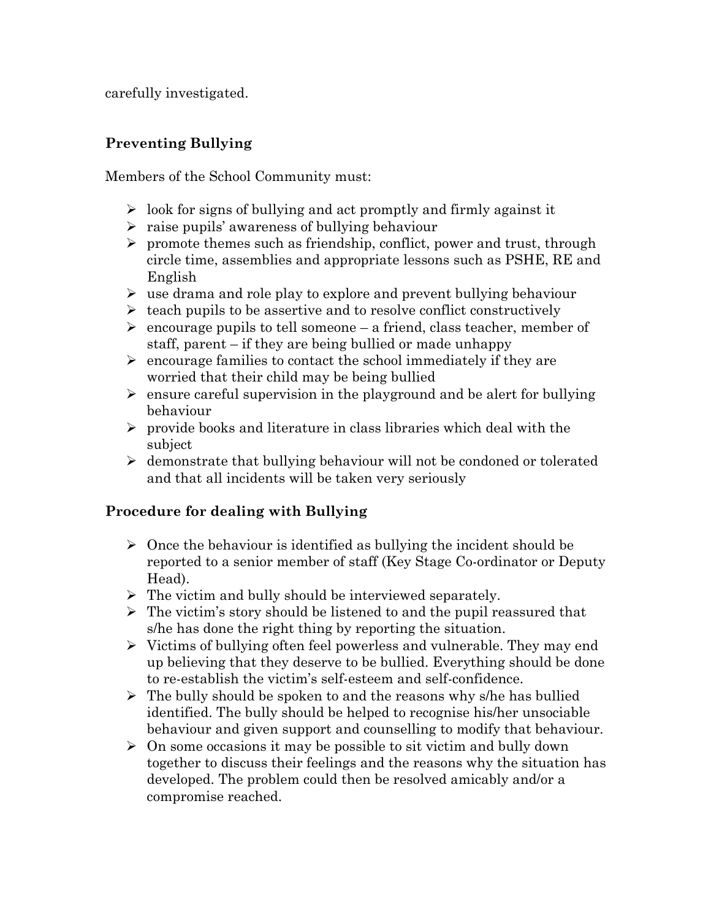carefully investigated.

### Preventing Bullying

Members of the School Community must:

- look for signs of bullying and act promptly and firmly against it
- raise pupils' awareness of bullying behaviour
- promote themes such as friendship, conflict, power and trust, through circle time, assemblies and appropriate lessons such as PSHE, RE and English
- use drama and role play to explore and prevent bullying behaviour
- teach pupils to be assertive and to resolve conflict constructively
- encourage pupils to tell someone – a friend, class teacher, member of staff, parent – if they are being bullied or made unhappy
- encourage families to contact the school immediately if they are worried that their child may be being bullied
- ensure careful supervision in the playground and be alert for bullying behaviour
- provide books and literature in class libraries which deal with the subject
- demonstrate that bullying behaviour will not be condoned or tolerated and that all incidents will be taken very seriously

### Procedure for dealing with Bullying

- Once the behaviour is identified as bullying the incident should be reported to a senior member of staff (Key Stage Co-ordinator or Deputy Head).
- The victim and bully should be interviewed separately.
- The victim's story should be listened to and the pupil reassured that s/he has done the right thing by reporting the situation.
- Victims of bullying often feel powerless and vulnerable. They may end up believing that they deserve to be bullied. Everything should be done to re-establish the victim's self-esteem and self-confidence.
- The bully should be spoken to and the reasons why s/he has bullied identified. The bully should be helped to recognise his/her unsociable behaviour and given support and counselling to modify that behaviour.
- On some occasions it may be possible to sit victim and bully down together to discuss their feelings and the reasons why the situation has developed. The problem could then be resolved amicably and/or a compromise reached.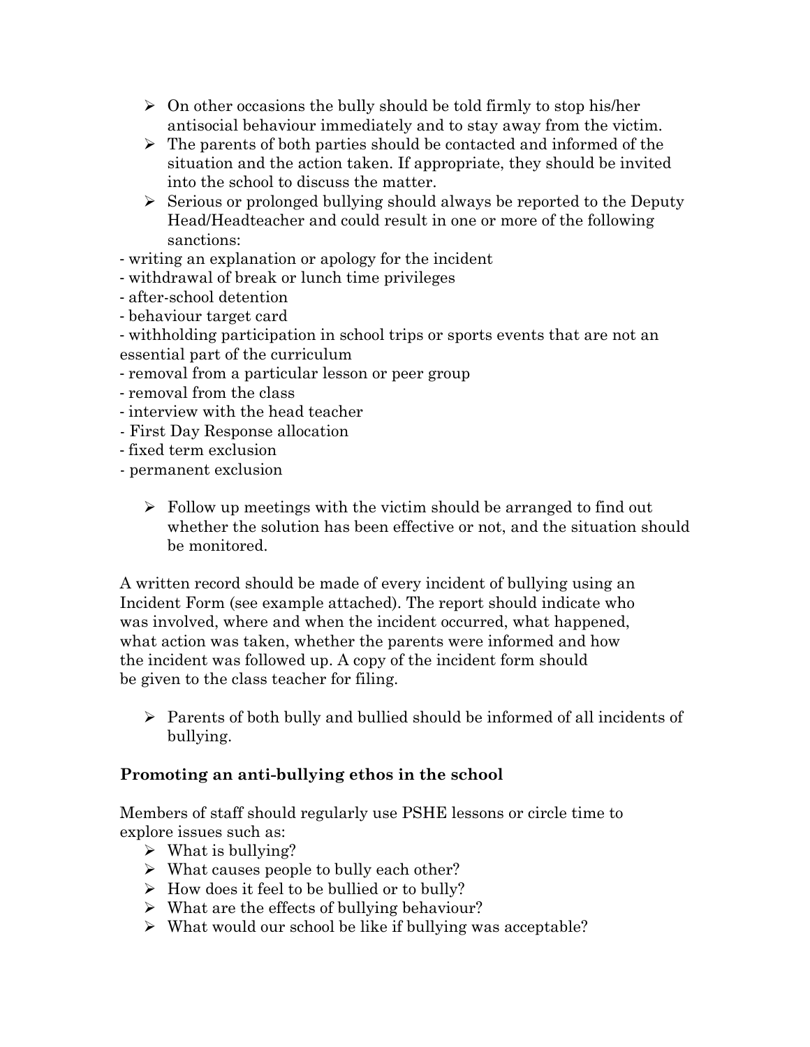- On other occasions the bully should be told firmly to stop his/her antisocial behaviour immediately and to stay away from the victim.
- The parents of both parties should be contacted and informed of the situation and the action taken. If appropriate, they should be invited into the school to discuss the matter.
- Serious or prolonged bullying should always be reported to the Deputy Head/Headteacher and could result in one or more of the following sanctions:

- writing an explanation or apology for the incident
- withdrawal of break or lunch time privileges
- after-school detention
- behaviour target card
- withholding participation in school trips or sports events that are not an essential part of the curriculum
- removal from a particular lesson or peer group
- removal from the class
- interview with the head teacher
- First Day Response allocation
- fixed term exclusion
- permanent exclusion

- Follow up meetings with the victim should be arranged to find out whether the solution has been effective or not, and the situation should be monitored.

A written record should be made of every incident of bullying using an Incident Form (see example attached). The report should indicate who was involved, where and when the incident occurred, what happened, what action was taken, whether the parents were informed and how the incident was followed up. A copy of the incident form should be given to the class teacher for filing.

- Parents of both bully and bullied should be informed of all incidents of bullying.

**Promoting an anti-bullying ethos in the school**

Members of staff should regularly use PSHE lessons or circle time to explore issues such as:

- What is bullying?
- What causes people to bully each other?
- How does it feel to be bullied or to bully?
- What are the effects of bullying behaviour?
- What would our school be like if bullying was acceptable?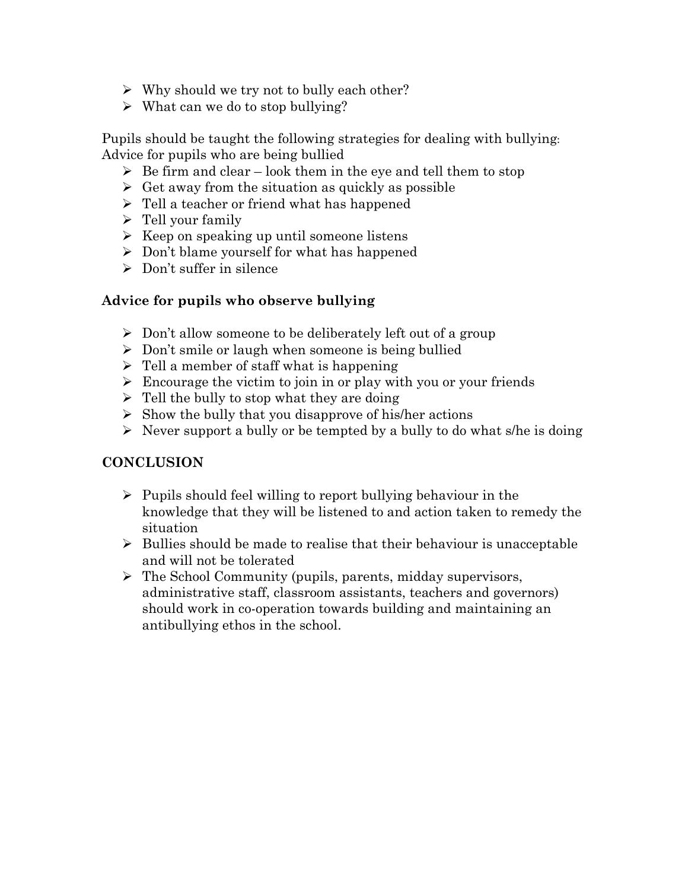- Why should we try not to bully each other?
- What can we do to stop bullying?

Pupils should be taught the following strategies for dealing with bullying:
Advice for pupils who are being bullied

- Be firm and clear – look them in the eye and tell them to stop
- Get away from the situation as quickly as possible
- Tell a teacher or friend what has happened
- Tell your family
- Keep on speaking up until someone listens
- Don't blame yourself for what has happened
- Don't suffer in silence

**Advice for pupils who observe bullying**

- Don't allow someone to be deliberately left out of a group
- Don't smile or laugh when someone is being bullied
- Tell a member of staff what is happening
- Encourage the victim to join in or play with you or your friends
- Tell the bully to stop what they are doing
- Show the bully that you disapprove of his/her actions
- Never support a bully or be tempted by a bully to do what s/he is doing

**CONCLUSION**

- Pupils should feel willing to report bullying behaviour in the knowledge that they will be listened to and action taken to remedy the situation
- Bullies should be made to realise that their behaviour is unacceptable and will not be tolerated
- The School Community (pupils, parents, midday supervisors, administrative staff, classroom assistants, teachers and governors) should work in co-operation towards building and maintaining an antibullying ethos in the school.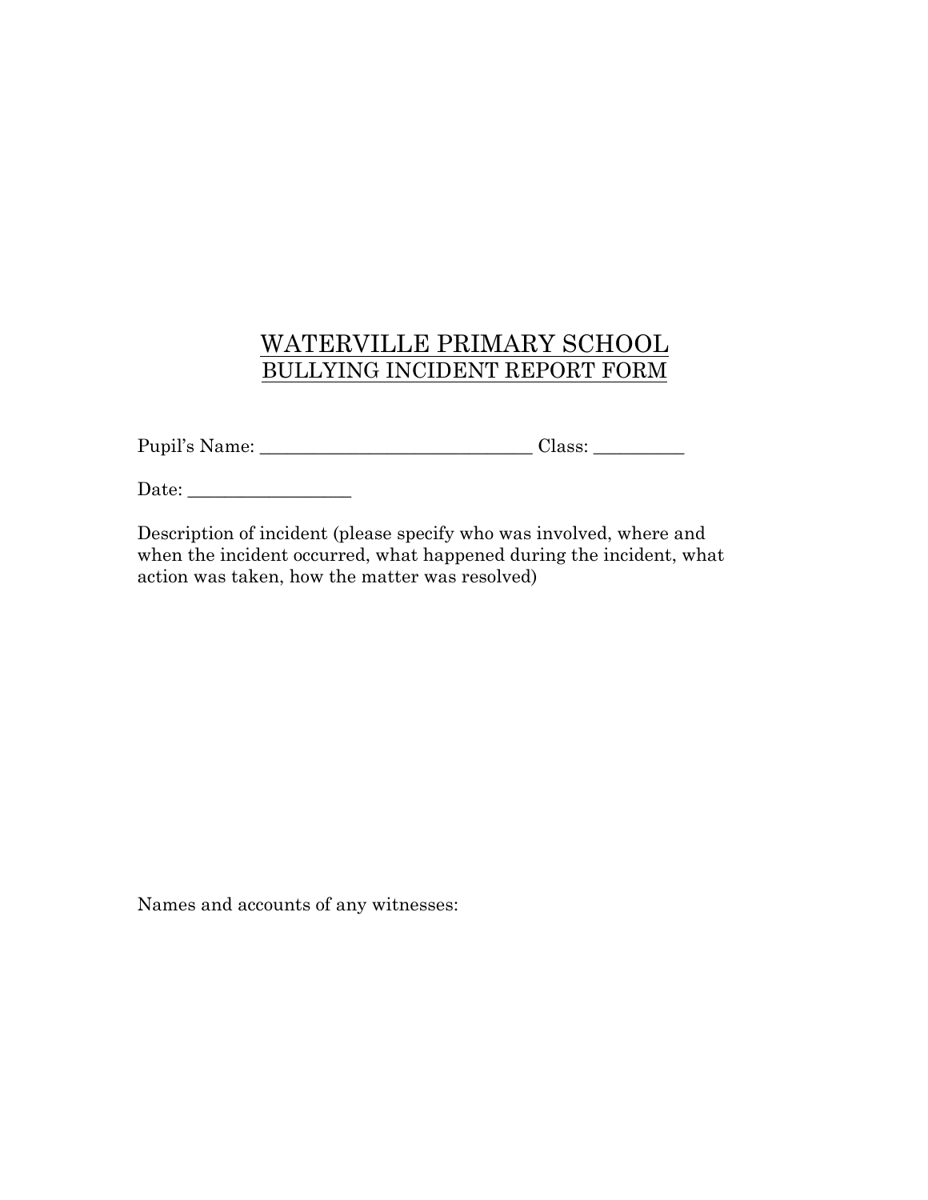# WATERVILLE PRIMARY SCHOOL
## BULLYING INCIDENT REPORT FORM

Pupil's Name: ______________________________ Class: __________

Date: __________________

Description of incident (please specify who was involved, where and when the incident occurred, what happened during the incident, what action was taken, how the matter was resolved)

Names and accounts of any witnesses: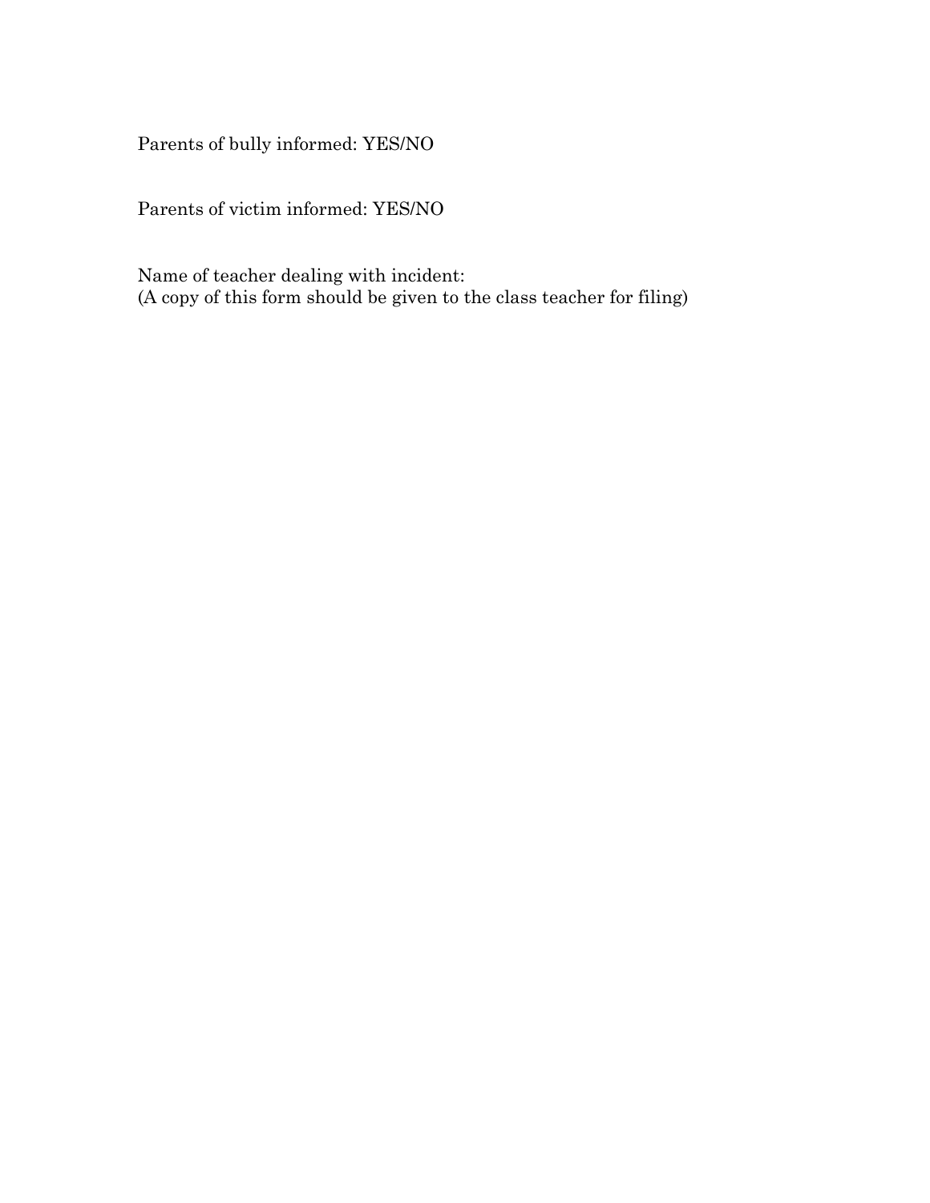Parents of bully informed: YES/NO

Parents of victim informed: YES/NO

Name of teacher dealing with incident:
(A copy of this form should be given to the class teacher for filing)